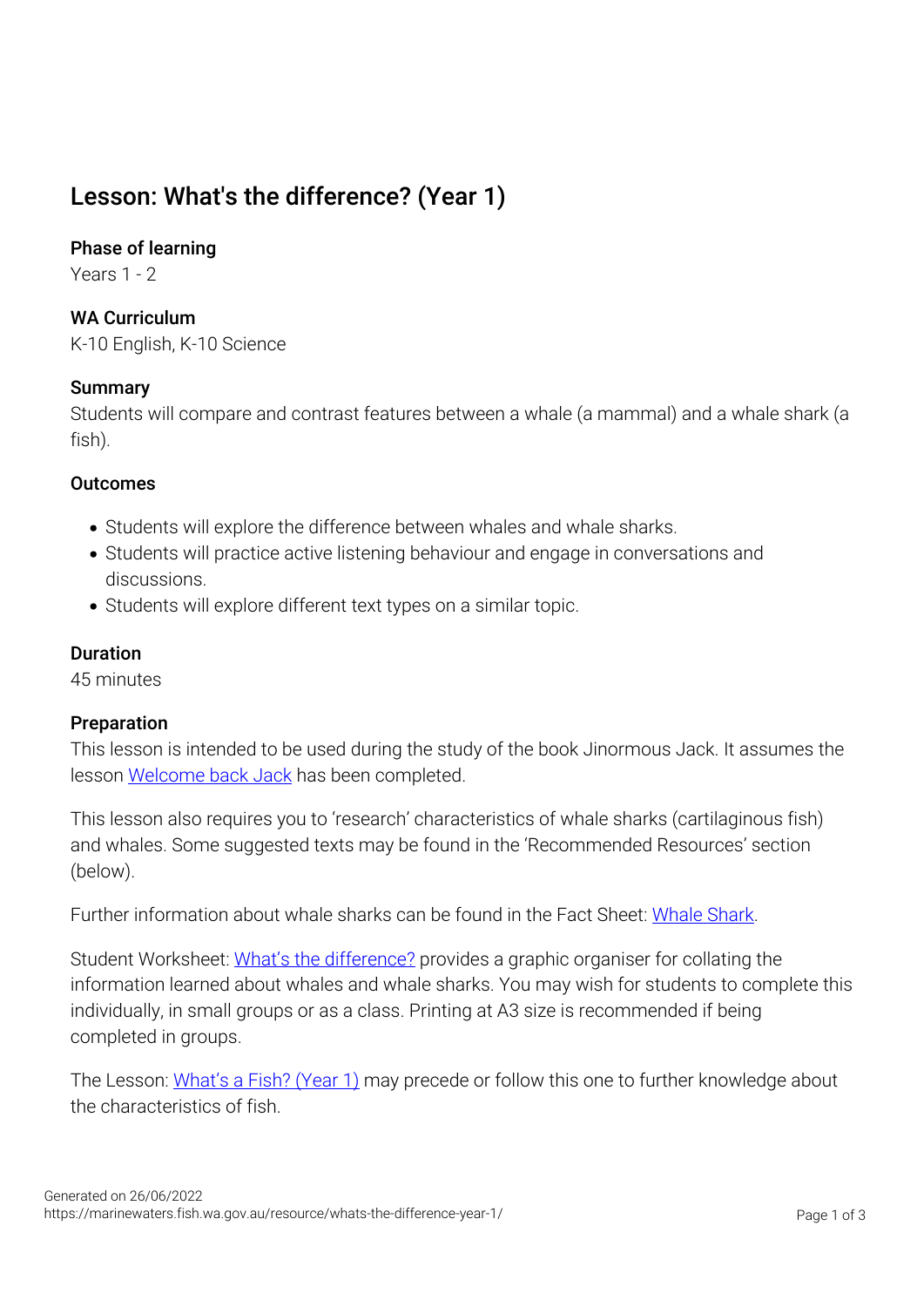# Lesson: What's the difference? (Year 1)

### Phase of learning

Years 1 - 2

### WA Curriculum

K-10 English, K-10 Science

### Summary

Students will compare and contrast features between a whale (a mammal) and a whale shark (a fish).

### Outcomes

- Students will explore the difference between whales and whale sharks.
- Students will practice active listening behaviour and engage in conversations and discussions.
- Students will explore different text types on a similar topic.

### Duration

45 minutes

### Preparation

This lesson is intended to be used during the study of the book Jinormous Jack. It assumes the lesson Welcome back Jack has been completed.

This lesson also requires you to 'research' characteristics of whale sharks (cartilaginous fish) and whales. Some suggested texts may be found in the 'Recommended Resources' section (below).

Further information about whale sharks can be found in the Fact Sheet: Whale Shark.

Student Worksheet: What's the difference? provides a graphic organiser for collating the information learned about whales and whale sharks. You may wish for students to complete this individually, in small groups or as a class. Printing at A3 size is recommended if being completed in groups.

The Lesson: What's a Fish? (Year 1) may precede or follow this one to further knowledge about the characteristics of fish.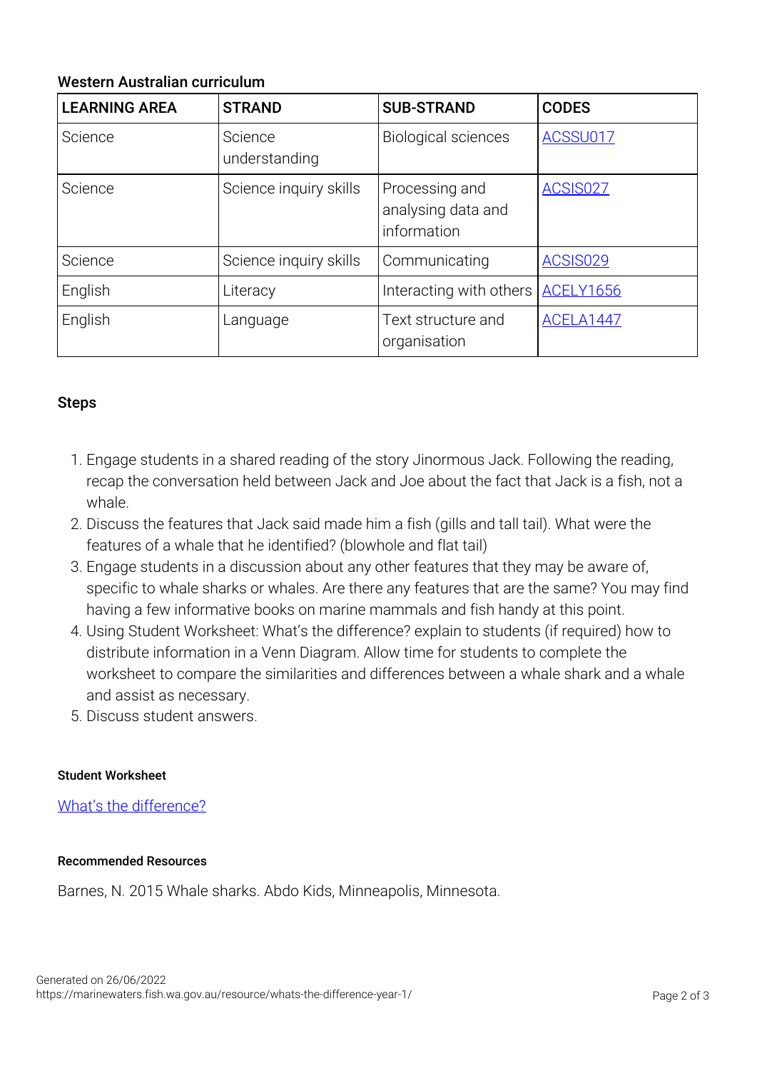## Western Australian curriculum

| LEARNING AREA | STRAND | SUB-STRAND | CODES |
|---|---|---|---|
| Science | Science understanding | Biological sciences | ACSSU017 |
| Science | Science inquiry skills | Processing and analysing data and information | ACSIS027 |
| Science | Science inquiry skills | Communicating | ACSIS029 |
| English | Literacy | Interacting with others | ACELY1656 |
| English | Language | Text structure and organisation | ACELA1447 |

## Steps

1. Engage students in a shared reading of the story Jinormous Jack. Following the reading, recap the conversation held between Jack and Joe about the fact that Jack is a fish, not a whale.
2. Discuss the features that Jack said made him a fish (gills and tall tail). What were the features of a whale that he identified? (blowhole and flat tail)
3. Engage students in a discussion about any other features that they may be aware of, specific to whale sharks or whales. Are there any features that are the same? You may find having a few informative books on marine mammals and fish handy at this point.
4. Using Student Worksheet: What's the difference? explain to students (if required) how to distribute information in a Venn Diagram. Allow time for students to complete the worksheet to compare the similarities and differences between a whale shark and a whale and assist as necessary.
5. Discuss student answers.

#### Student Worksheet

What's the difference?

#### Recommended Resources

Barnes, N. 2015 Whale sharks. Abdo Kids, Minneapolis, Minnesota.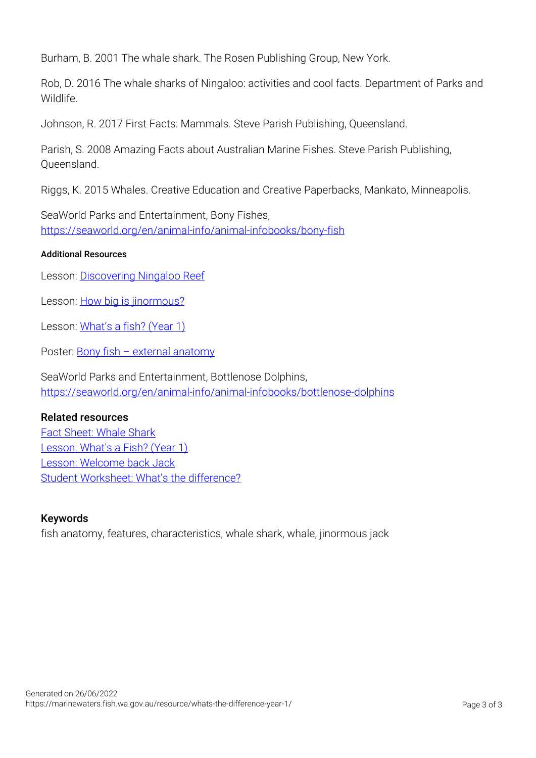Burham, B. 2001 The whale shark. The Rosen Publishing Group, New York.

Rob, D. 2016 The whale sharks of Ningaloo: activities and cool facts. Department of Parks and Wildlife.

Johnson, R. 2017 First Facts: Mammals. Steve Parish Publishing, Queensland.

Parish, S. 2008 Amazing Facts about Australian Marine Fishes. Steve Parish Publishing, Queensland.

Riggs, K. 2015 Whales. Creative Education and Creative Paperbacks, Mankato, Minneapolis.

SeaWorld Parks and Entertainment, Bony Fishes, https://seaworld.org/en/animal-info/animal-infobooks/bony-fish

#### Additional Resources

Lesson: Discovering Ningaloo Reef

Lesson: How big is jinormous?

Lesson: What's a fish? (Year 1)

Poster: Bony fish – external anatomy

SeaWorld Parks and Entertainment, Bottlenose Dolphins, https://seaworld.org/en/animal-info/animal-infobooks/bottlenose-dolphins

### Related resources

Fact Sheet: Whale Shark
Lesson: What's a Fish? (Year 1)
Lesson: Welcome back Jack
Student Worksheet: What's the difference?

### Keywords

fish anatomy, features, characteristics, whale shark, whale, jinormous jack